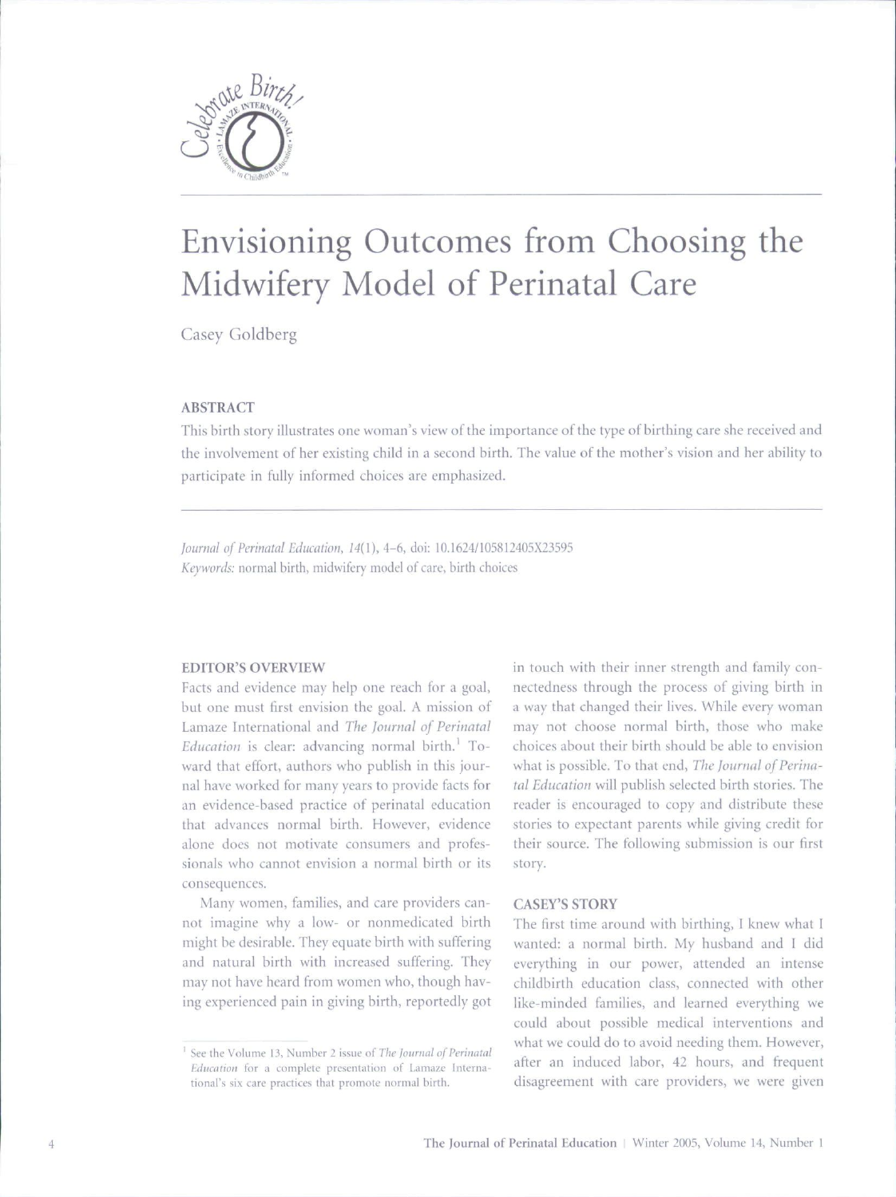# Envisioning Outcomes from Choosing the Midwifery Model of Perinatal Care

Casey Goldberg

## ABSTRACT

This birth story illustrates one woman's view of the importance of the type of birthing care she received and the involvement of her existing child in a second birth. The value of the mother's vision and her ability to participate in fully informed choices are emphasized.

*Journal of Perinatal Education, 14*(1), 4–6, doi: 10.1624/105812405X23595
*Keywords:* normal birth, midwifery model of care, birth choices

## EDITOR'S OVERVIEW

Facts and evidence may help one reach for a goal, but one must first envision the goal. A mission of Lamaze International and *The Journal of Perinatal Education* is clear: advancing normal birth.[1] Toward that effort, authors who publish in this journal have worked for many years to provide facts for an evidence-based practice of perinatal education that advances normal birth. However, evidence alone does not motivate consumers and professionals who cannot envision a normal birth or its consequences.

Many women, families, and care providers cannot imagine why a low- or nonmedicated birth might be desirable. They equate birth with suffering and natural birth with increased suffering. They may not have heard from women who, though having experienced pain in giving birth, reportedly got in touch with their inner strength and family connectedness through the process of giving birth in a way that changed their lives. While every woman may not choose normal birth, those who make choices about their birth should be able to envision what is possible. To that end, *The Journal of Perinatal Education* will publish selected birth stories. The reader is encouraged to copy and distribute these stories to expectant parents while giving credit for their source. The following submission is our first story.

## CASEY'S STORY

The first time around with birthing, I knew what I wanted: a normal birth. My husband and I did everything in our power, attended an intense childbirth education class, connected with other like-minded families, and learned everything we could about possible medical interventions and what we could do to avoid needing them. However, after an induced labor, 42 hours, and frequent disagreement with care providers, we were given

[1] See the Volume 13, Number 2 issue of *The Journal of Perinatal Education* for a complete presentation of Lamaze International's six care practices that promote normal birth.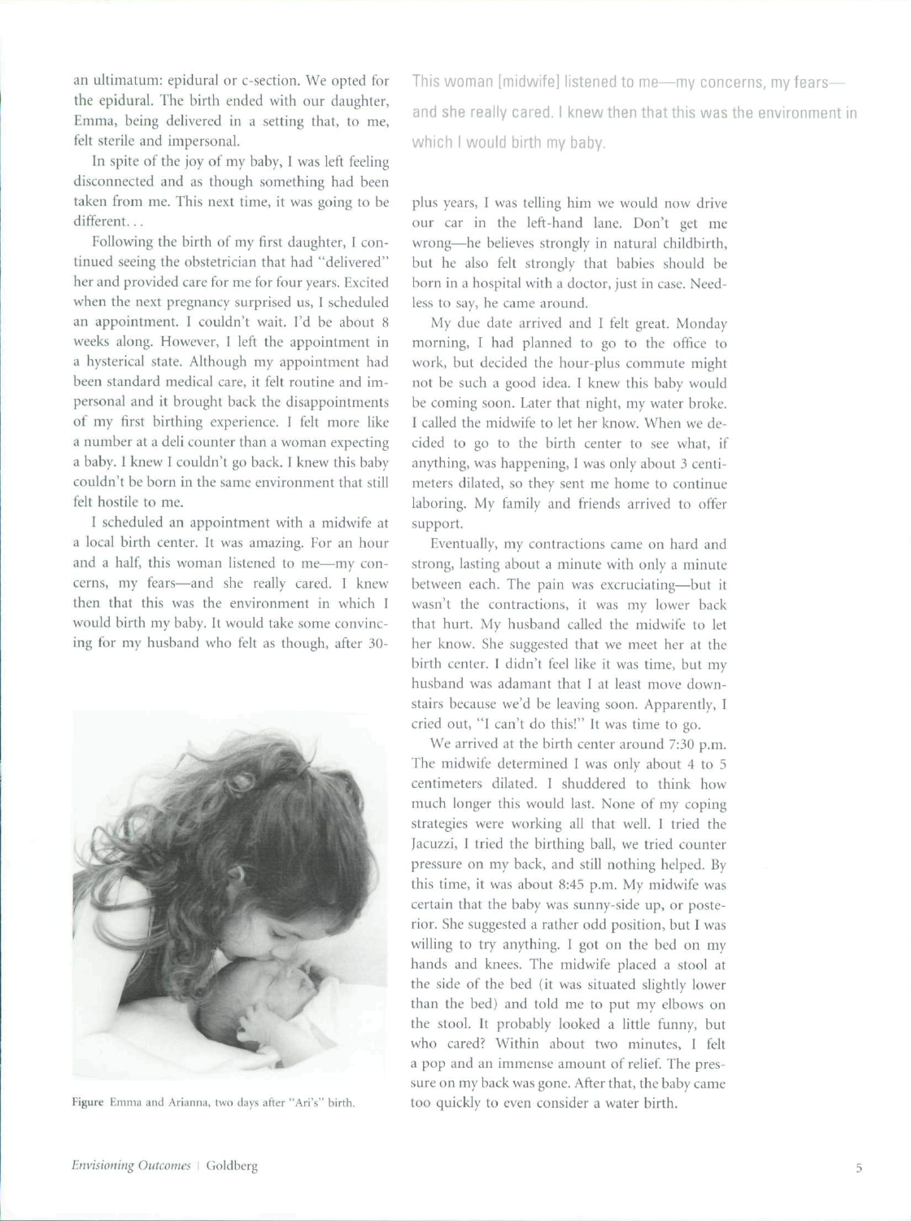an ultimatum: epidural or c-section. We opted for the epidural. The birth ended with our daughter, Emma, being delivered in a setting that, to me, felt sterile and impersonal.

In spite of the joy of my baby, I was left feeling disconnected and as though something had been taken from me. This next time, it was going to be different. . .

Following the birth of my first daughter, I continued seeing the obstetrician that had "delivered" her and provided care for me for four years. Excited when the next pregnancy surprised us, I scheduled an appointment. I couldn't wait. I'd be about 8 weeks along. However, I left the appointment in a hysterical state. Although my appointment had been standard medical care, it felt routine and impersonal and it brought back the disappointments of my first birthing experience. I felt more like a number at a deli counter than a woman expecting a baby. I knew I couldn't go back. I knew this baby couldn't be born in the same environment that still felt hostile to me.

I scheduled an appointment with a midwife at a local birth center. It was amazing. For an hour and a half, this woman listened to me—my concerns, my fears—and she really cared. I knew then that this was the environment in which I would birth my baby. It would take some convincing for my husband who felt as though, after 30-plus years, I was telling him we would now drive our car in the left-hand lane. Don't get me wrong—he believes strongly in natural childbirth, but he also felt strongly that babies should be born in a hospital with a doctor, just in case. Needless to say, he came around.

Figure Emma and Arianna, two days after "Ari's" birth.

> This woman [midwife] listened to me—my concerns, my fears—and she really cared. I knew then that this was the environment in which I would birth my baby.

My due date arrived and I felt great. Monday morning, I had planned to go to the office to work, but decided the hour-plus commute might not be such a good idea. I knew this baby would be coming soon. Later that night, my water broke. I called the midwife to let her know. When we decided to go to the birth center to see what, if anything, was happening, I was only about 3 centimeters dilated, so they sent me home to continue laboring. My family and friends arrived to offer support.

Eventually, my contractions came on hard and strong, lasting about a minute with only a minute between each. The pain was excruciating—but it wasn't the contractions, it was my lower back that hurt. My husband called the midwife to let her know. She suggested that we meet her at the birth center. I didn't feel like it was time, but my husband was adamant that I at least move downstairs because we'd be leaving soon. Apparently, I cried out, "I can't do this!" It was time to go.

We arrived at the birth center around 7:30 p.m. The midwife determined I was only about 4 to 5 centimeters dilated. I shuddered to think how much longer this would last. None of my coping strategies were working all that well. I tried the Jacuzzi, I tried the birthing ball, we tried counter pressure on my back, and still nothing helped. By this time, it was about 8:45 p.m. My midwife was certain that the baby was sunny-side up, or posterior. She suggested a rather odd position, but I was willing to try anything. I got on the bed on my hands and knees. The midwife placed a stool at the side of the bed (it was situated slightly lower than the bed) and told me to put my elbows on the stool. It probably looked a little funny, but who cared? Within about two minutes, I felt a pop and an immense amount of relief. The pressure on my back was gone. After that, the baby came too quickly to even consider a water birth.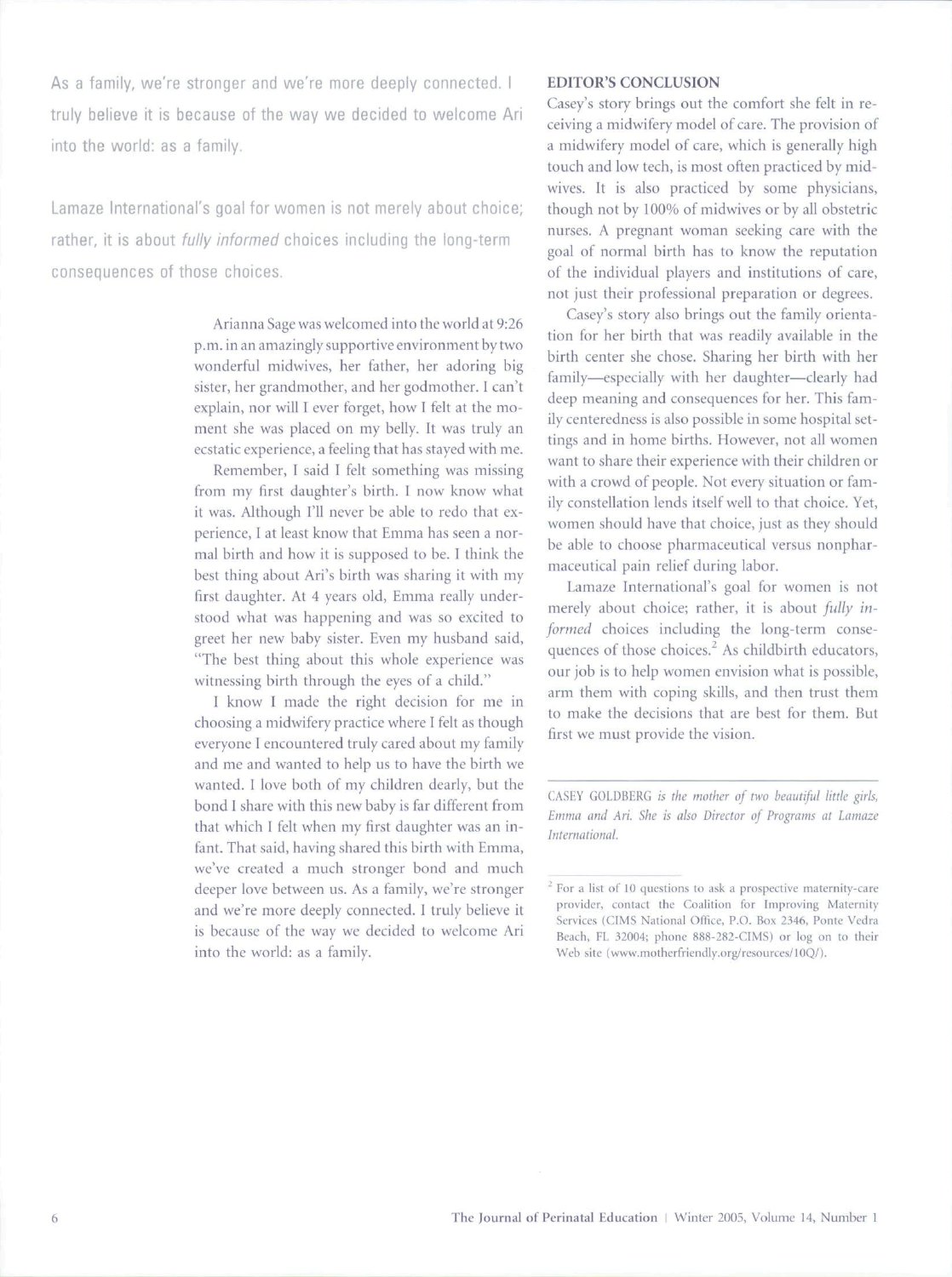As a family, we're stronger and we're more deeply connected. I truly believe it is because of the way we decided to welcome Ari into the world: as a family.

Lamaze International's goal for women is not merely about choice; rather, it is about *fully informed* choices including the long-term consequences of those choices.

Arianna Sage was welcomed into the world at 9:26 p.m. in an amazingly supportive environment by two wonderful midwives, her father, her adoring big sister, her grandmother, and her godmother. I can't explain, nor will I ever forget, how I felt at the moment she was placed on my belly. It was truly an ecstatic experience, a feeling that has stayed with me.

Remember, I said I felt something was missing from my first daughter's birth. I now know what it was. Although I'll never be able to redo that experience, I at least know that Emma has seen a normal birth and how it is supposed to be. I think the best thing about Ari's birth was sharing it with my first daughter. At 4 years old, Emma really understood what was happening and was so excited to greet her new baby sister. Even my husband said, "The best thing about this whole experience was witnessing birth through the eyes of a child."

I know I made the right decision for me in choosing a midwifery practice where I felt as though everyone I encountered truly cared about my family and me and wanted to help us to have the birth we wanted. I love both of my children dearly, but the bond I share with this new baby is far different from that which I felt when my first daughter was an infant. That said, having shared this birth with Emma, we've created a much stronger bond and much deeper love between us. As a family, we're stronger and we're more deeply connected. I truly believe it is because of the way we decided to welcome Ari into the world: as a family.

**EDITOR'S CONCLUSION**

Casey's story brings out the comfort she felt in receiving a midwifery model of care. The provision of a midwifery model of care, which is generally high touch and low tech, is most often practiced by midwives. It is also practiced by some physicians, though not by 100% of midwives or by all obstetric nurses. A pregnant woman seeking care with the goal of normal birth has to know the reputation of the individual players and institutions of care, not just their professional preparation or degrees.

Casey's story also brings out the family orientation for her birth that was readily available in the birth center she chose. Sharing her birth with her family—especially with her daughter—clearly had deep meaning and consequences for her. This family centeredness is also possible in some hospital settings and in home births. However, not all women want to share their experience with their children or with a crowd of people. Not every situation or family constellation lends itself well to that choice. Yet, women should have that choice, just as they should be able to choose pharmaceutical versus nonpharmaceutical pain relief during labor.

Lamaze International's goal for women is not merely about choice; rather, it is about *fully informed* choices including the long-term consequences of those choices.[2] As childbirth educators, our job is to help women envision what is possible, arm them with coping skills, and then trust them to make the decisions that are best for them. But first we must provide the vision.

---

CASEY GOLDBERG *is the mother of two beautiful little girls, Emma and Ari. She is also Director of Programs at Lamaze International.*

---

[2] For a list of 10 questions to ask a prospective maternity-care provider, contact the Coalition for Improving Maternity Services (CIMS National Office, P.O. Box 2346, Ponte Vedra Beach, FL 32004; phone 888-282-CIMS) or log on to their Web site (www.motherfriendly.org/resources/10Q/).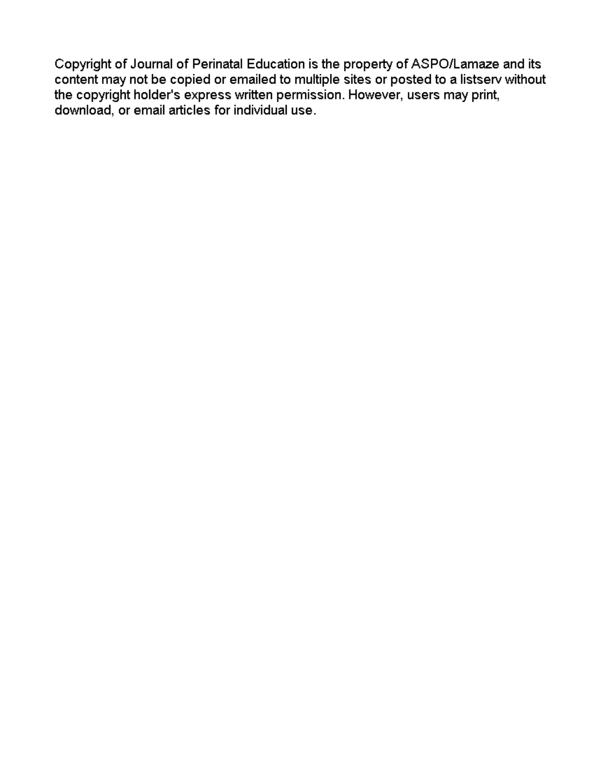Copyright of Journal of Perinatal Education is the property of ASPO/Lamaze and its content may not be copied or emailed to multiple sites or posted to a listserv without the copyright holder's express written permission. However, users may print, download, or email articles for individual use.